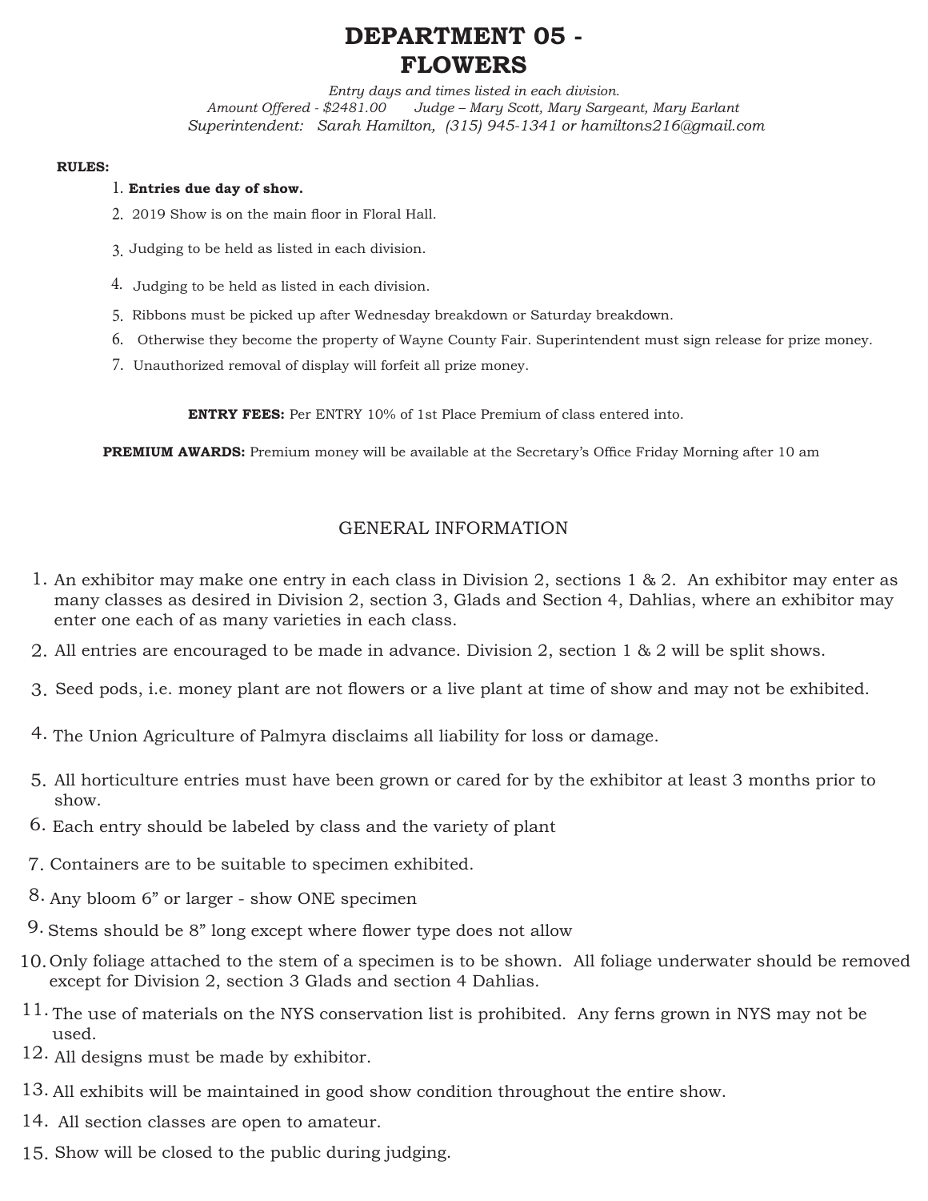# DEPARTMENT 05 - FLOWERS

*Entry days and times listed in each division.*
*Amount Offered - $2481.00 Judge – Mary Scott, Mary Sargeant, Mary Earlant*
*Superintendent: Sarah Hamilton, (315) 945-1341 or hamiltons216@gmail.com*

**RULES:**

1. **Entries due day of show.**
2. 2019 Show is on the main floor in Floral Hall.
3. Judging to be held as listed in each division.
4. Judging to be held as listed in each division.
5. Ribbons must be picked up after Wednesday breakdown or Saturday breakdown.
6. Otherwise they become the property of Wayne County Fair. Superintendent must sign release for prize money.
7. Unauthorized removal of display will forfeit all prize money.

**ENTRY FEES:** Per ENTRY 10% of 1st Place Premium of class entered into.

**PREMIUM AWARDS:** Premium money will be available at the Secretary's Office Friday Morning after 10 am

## GENERAL INFORMATION

1. An exhibitor may make one entry in each class in Division 2, sections 1 & 2. An exhibitor may enter as many classes as desired in Division 2, section 3, Glads and Section 4, Dahlias, where an exhibitor may enter one each of as many varieties in each class.
2. All entries are encouraged to be made in advance. Division 2, section 1 & 2 will be split shows.
3. Seed pods, i.e. money plant are not flowers or a live plant at time of show and may not be exhibited.
4. The Union Agriculture of Palmyra disclaims all liability for loss or damage.
5. All horticulture entries must have been grown or cared for by the exhibitor at least 3 months prior to show.
6. Each entry should be labeled by class and the variety of plant
7. Containers are to be suitable to specimen exhibited.
8. Any bloom 6" or larger - show ONE specimen
9. Stems should be 8" long except where flower type does not allow
10. Only foliage attached to the stem of a specimen is to be shown. All foliage underwater should be removed except for Division 2, section 3 Glads and section 4 Dahlias.
11. The use of materials on the NYS conservation list is prohibited. Any ferns grown in NYS may not be used.
12. All designs must be made by exhibitor.
13. All exhibits will be maintained in good show condition throughout the entire show.
14. All section classes are open to amateur.
15. Show will be closed to the public during judging.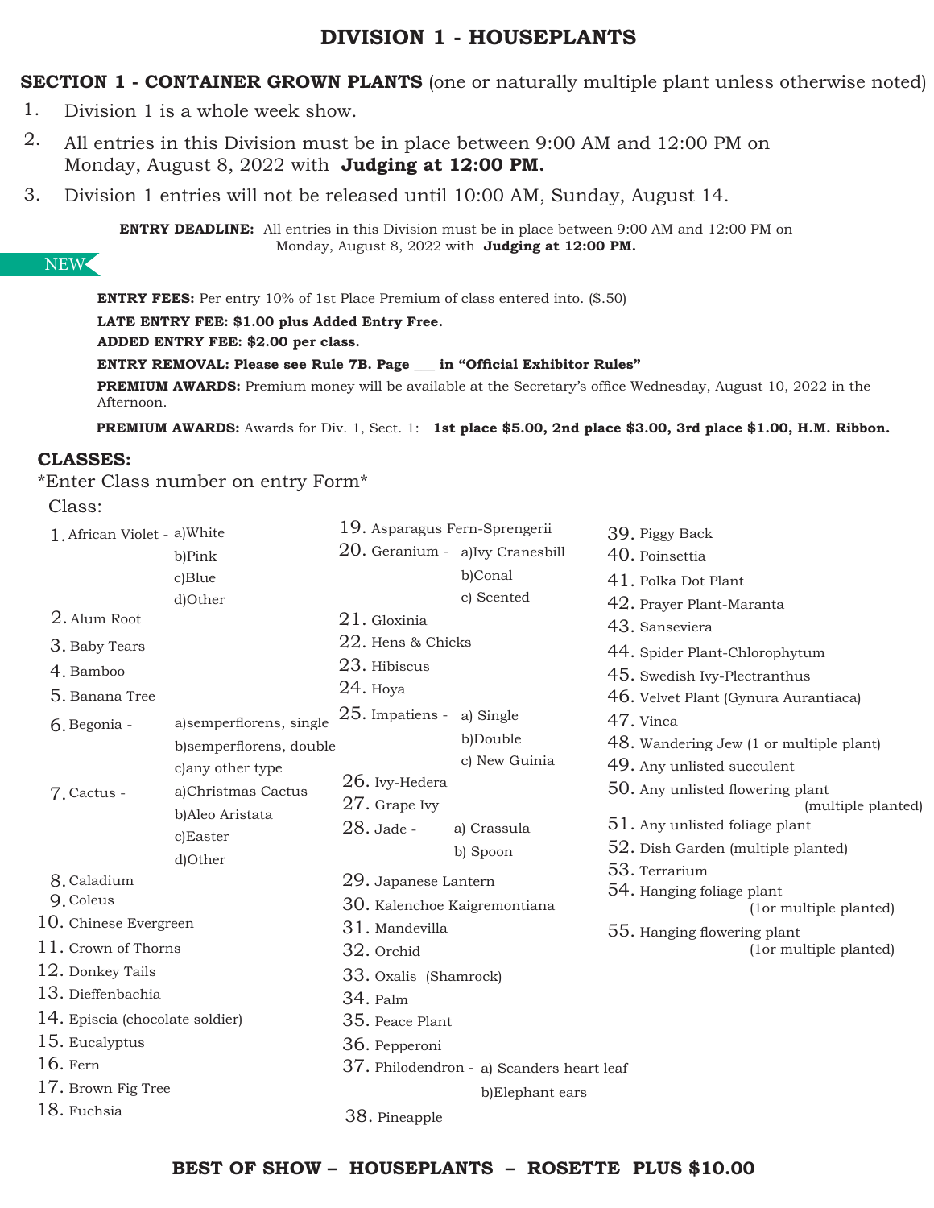# DIVISION 1 - HOUSEPLANTS

**SECTION 1 - CONTAINER GROWN PLANTS** (one or naturally multiple plant unless otherwise noted)

1. Division 1 is a whole week show.
2. All entries in this Division must be in place between 9:00 AM and 12:00 PM on Monday, August 8, 2022 with **Judging at 12:00 PM.**
3. Division 1 entries will not be released until 10:00 AM, Sunday, August 14.

**ENTRY DEADLINE:** All entries in this Division must be in place between 9:00 AM and 12:00 PM on Monday, August 8, 2022 with **Judging at 12:00 PM.**

NEW

**ENTRY FEES:** Per entry 10% of 1st Place Premium of class entered into. ($.50)

**LATE ENTRY FEE: $1.00 plus Added Entry Free.**

**ADDED ENTRY FEE: $2.00 per class.**

**ENTRY REMOVAL: Please see Rule 7B. Page ___ in "Official Exhibitor Rules"**

**PREMIUM AWARDS:** Premium money will be available at the Secretary's office Wednesday, August 10, 2022 in the Afternoon.

**PREMIUM AWARDS:** Awards for Div. 1, Sect. 1: **1st place $5.00, 2nd place $3.00, 3rd place $1.00, H.M. Ribbon.**

**CLASSES:**

*Enter Class number on entry Form*

Class:

1. African Violet - a)White
   b)Pink
   c)Blue
   d)Other
2. Alum Root
3. Baby Tears
4. Bamboo
5. Banana Tree
6. Begonia - a)semperflorens, single
   b)semperflorens, double
   c)any other type
7. Cactus - a)Christmas Cactus
   b)Aleo Aristata
   c)Easter
   d)Other
8. Caladium
9. Coleus
10. Chinese Evergreen
11. Crown of Thorns
12. Donkey Tails
13. Dieffenbachia
14. Episcia (chocolate soldier)
15. Eucalyptus
16. Fern
17. Brown Fig Tree
18. Fuchsia
19. Asparagus Fern-Sprengerii
20. Geranium - a)Ivy Cranesbill
    b)Conal
    c) Scented
21. Gloxinia
22. Hens & Chicks
23. Hibiscus
24. Hoya
25. Impatiens - a) Single
    b)Double
    c) New Guinia
26. Ivy-Hedera
27. Grape Ivy
28. Jade - a) Crassula
    b) Spoon
29. Japanese Lantern
30. Kalenchoe Kaigremontiana
31. Mandevilla
32. Orchid
33. Oxalis (Shamrock)
34. Palm
35. Peace Plant
36. Pepperoni
37. Philodendron - a) Scanders heart leaf
    b)Elephant ears
38. Pineapple
39. Piggy Back
40. Poinsettia
41. Polka Dot Plant
42. Prayer Plant-Maranta
43. Sanseviera
44. Spider Plant-Chlorophytum
45. Swedish Ivy-Plectranthus
46. Velvet Plant (Gynura Aurantiaca)
47. Vinca
48. Wandering Jew (1 or multiple plant)
49. Any unlisted succulent
50. Any unlisted flowering plant (multiple planted)
51. Any unlisted foliage plant
52. Dish Garden (multiple planted)
53. Terrarium
54. Hanging foliage plant (1or multiple planted)
55. Hanging flowering plant (1or multiple planted)

**BEST OF SHOW – HOUSEPLANTS – ROSETTE PLUS $10.00**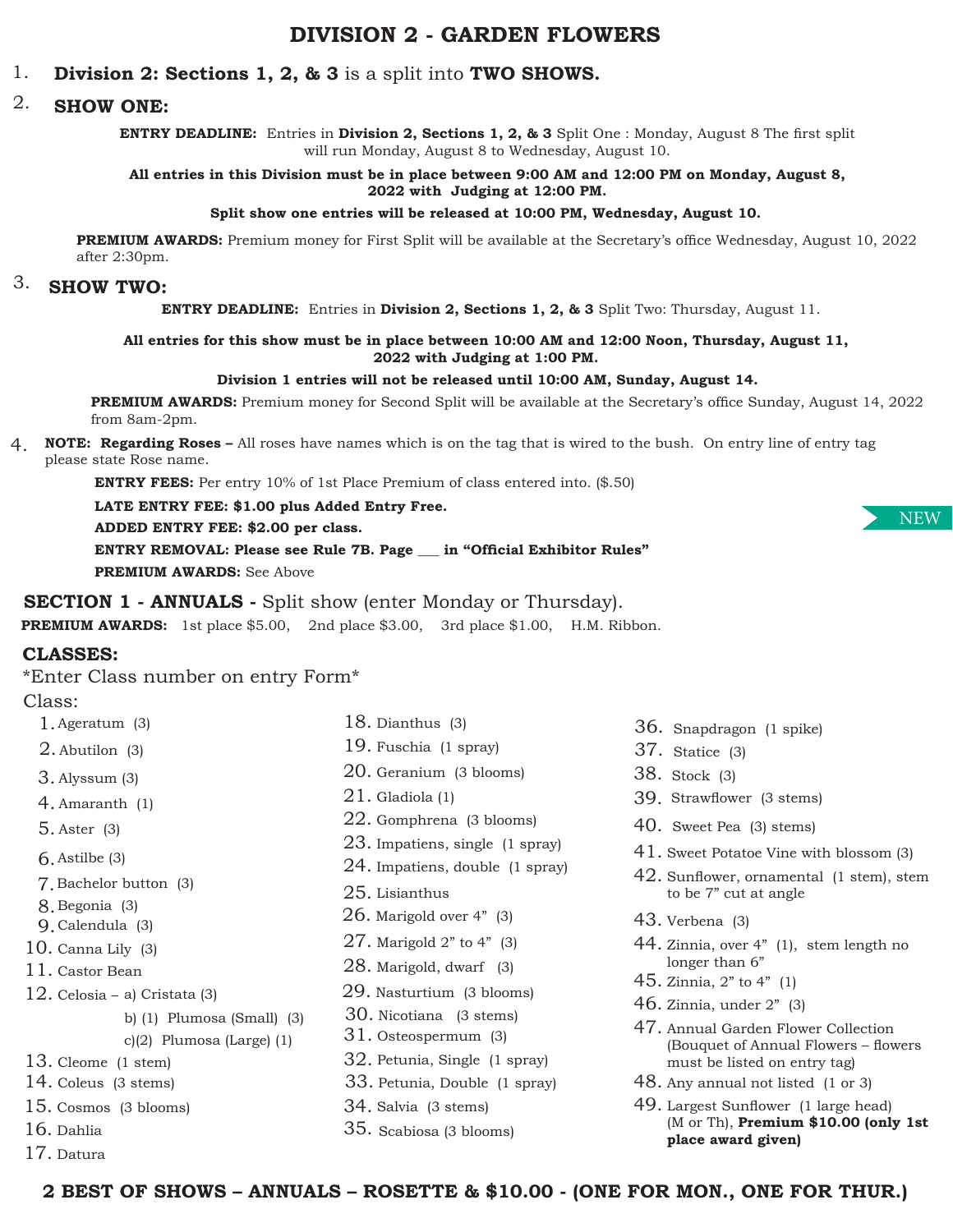# DIVISION 2 - GARDEN FLOWERS

1. **Division 2: Sections 1, 2, & 3** is a split into **TWO SHOWS.**

2. **SHOW ONE:**

**ENTRY DEADLINE:** Entries in **Division 2, Sections 1, 2, & 3** Split One : Monday, August 8 The first split will run Monday, August 8 to Wednesday, August 10.

**All entries in this Division must be in place between 9:00 AM and 12:00 PM on Monday, August 8, 2022 with Judging at 12:00 PM.**

**Split show one entries will be released at 10:00 PM, Wednesday, August 10.**

**PREMIUM AWARDS:** Premium money for First Split will be available at the Secretary's office Wednesday, August 10, 2022 after 2:30pm.

3. **SHOW TWO:**

**ENTRY DEADLINE:** Entries in **Division 2, Sections 1, 2, & 3** Split Two: Thursday, August 11.

**All entries for this show must be in place between 10:00 AM and 12:00 Noon, Thursday, August 11, 2022 with Judging at 1:00 PM.**

**Division 1 entries will not be released until 10:00 AM, Sunday, August 14.**

**PREMIUM AWARDS:** Premium money for Second Split will be available at the Secretary's office Sunday, August 14, 2022 from 8am-2pm.

4. **NOTE: Regarding Roses –** All roses have names which is on the tag that is wired to the bush. On entry line of entry tag please state Rose name.

**ENTRY FEES:** Per entry 10% of 1st Place Premium of class entered into. ($.50)

**LATE ENTRY FEE: $1.00 plus Added Entry Free.**

**ADDED ENTRY FEE: $2.00 per class.** NEW

**ENTRY REMOVAL: Please see Rule 7B. Page ___ in "Official Exhibitor Rules"**

**PREMIUM AWARDS:** See Above

## SECTION 1 - ANNUALS - Split show (enter Monday or Thursday).

**PREMIUM AWARDS:** 1st place $5.00, 2nd place $3.00, 3rd place $1.00, H.M. Ribbon.

### CLASSES:

*Enter Class number on entry Form*

Class:

1. Ageratum (3)
2. Abutilon (3)
3. Alyssum (3)
4. Amaranth (1)
5. Aster (3)
6. Astilbe (3)
7. Bachelor button (3)
8. Begonia (3)
9. Calendula (3)
10. Canna Lily (3)
11. Castor Bean
12. Celosia – a) Cristata (3)
    b) (1) Plumosa (Small) (3)
    c)(2) Plumosa (Large) (1)
13. Cleome (1 stem)
14. Coleus (3 stems)
15. Cosmos (3 blooms)
16. Dahlia
17. Datura
18. Dianthus (3)
19. Fuschia (1 spray)
20. Geranium (3 blooms)
21. Gladiola (1)
22. Gomphrena (3 blooms)
23. Impatiens, single (1 spray)
24. Impatiens, double (1 spray)
25. Lisianthus
26. Marigold over 4" (3)
27. Marigold 2" to 4" (3)
28. Marigold, dwarf (3)
29. Nasturtium (3 blooms)
30. Nicotiana (3 stems)
31. Osteospermum (3)
32. Petunia, Single (1 spray)
33. Petunia, Double (1 spray)
34. Salvia (3 stems)
35. Scabiosa (3 blooms)
36. Snapdragon (1 spike)
37. Statice (3)
38. Stock (3)
39. Strawflower (3 stems)
40. Sweet Pea (3) stems)
41. Sweet Potatoe Vine with blossom (3)
42. Sunflower, ornamental (1 stem), stem to be 7" cut at angle
43. Verbena (3)
44. Zinnia, over 4" (1), stem length no longer than 6"
45. Zinnia, 2" to 4" (1)
46. Zinnia, under 2" (3)
47. Annual Garden Flower Collection (Bouquet of Annual Flowers – flowers must be listed on entry tag)
48. Any annual not listed (1 or 3)
49. Largest Sunflower (1 large head) (M or Th), **Premium $10.00 (only 1st place award given)**

**2 BEST OF SHOWS – ANNUALS – ROSETTE & $10.00 - (ONE FOR MON., ONE FOR THUR.)**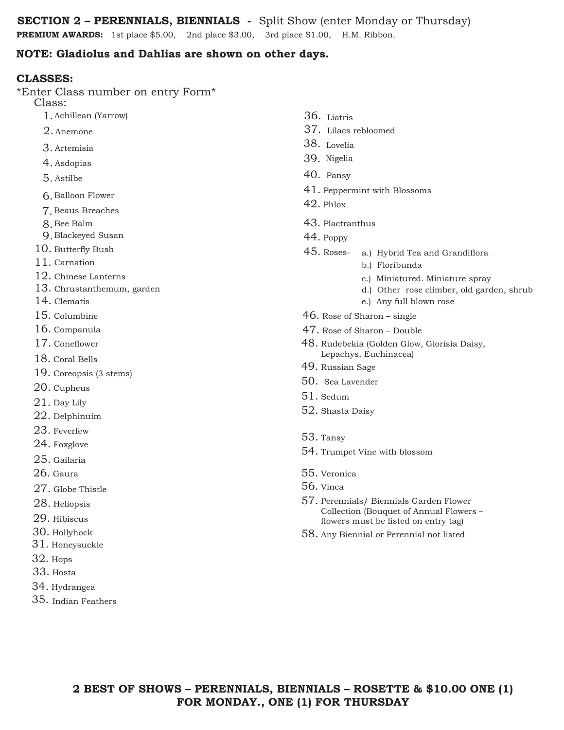## SECTION 2 – PERENNIALS, BIENNIALS - Split Show (enter Monday or Thursday)

**PREMIUM AWARDS:** 1st place $5.00, 2nd place $3.00, 3rd place $1.00, H.M. Ribbon.

**NOTE: Gladiolus and Dahlias are shown on other days.**

### CLASSES:

*Enter Class number on entry Form*

Class:

1. Achillean (Yarrow)
2. Anemone
3. Artemisia
4. Asdopias
5. Astilbe
6. Balloon Flower
7. Beaus Breaches
8. Bee Balm
9. Blackeyed Susan
10. Butterfly Bush
11. Carnation
12. Chinese Lanterns
13. Chrustanthemum, garden
14. Clematis
15. Columbine
16. Companula
17. Coneflower
18. Coral Bells
19. Coreopsis (3 stems)
20. Cupheus
21. Day Lily
22. Delphinuim
23. Feverfew
24. Foxglove
25. Gailaria
26. Gaura
27. Globe Thistle
28. Heliopsis
29. Hibiscus
30. Hollyhock
31. Honeysuckle
32. Hops
33. Hosta
34. Hydrangea
35. Indian Feathers
36. Liatris
37. Lilacs rebloomed
38. Lovelia
39. Nigelia
40. Pansy
41. Peppermint with Blossoms
42. Phlox
43. Plactranthus
44. Poppy
45. Roses-
    - a.) Hybrid Tea and Grandiflora
    - b.) Floribunda
    - c.) Miniatured. Miniature spray
    - d.) Other rose climber, old garden, shrub
    - e.) Any full blown rose
46. Rose of Sharon – single
47. Rose of Sharon – Double
48. Rudebekia (Golden Glow, Glorisia Daisy, Lepachys, Euchinacea)
49. Russian Sage
50. Sea Lavender
51. Sedum
52. Shasta Daisy
53. Tansy
54. Trumpet Vine with blossom
55. Veronica
56. Vinca
57. Perennials/ Biennials Garden Flower Collection (Bouquet of Annual Flowers – flowers must be listed on entry tag)
58. Any Biennial or Perennial not listed

**2 BEST OF SHOWS – PERENNIALS, BIENNIALS – ROSETTE & $10.00 ONE (1) FOR MONDAY., ONE (1) FOR THURSDAY**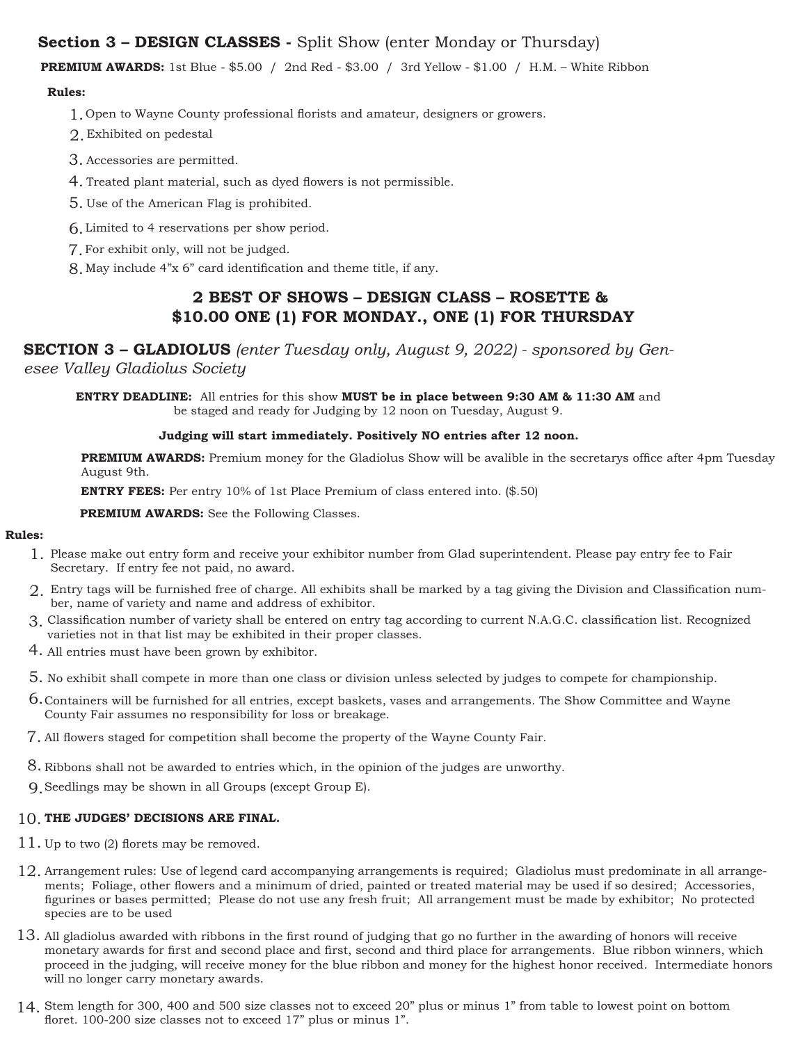## Section 3 – DESIGN CLASSES - Split Show (enter Monday or Thursday)

**PREMIUM AWARDS:** 1st Blue - $5.00 / 2nd Red - $3.00 / 3rd Yellow - $1.00 / H.M. – White Ribbon

**Rules:**

1. Open to Wayne County professional florists and amateur, designers or growers.
2. Exhibited on pedestal
3. Accessories are permitted.
4. Treated plant material, such as dyed flowers is not permissible.
5. Use of the American Flag is prohibited.
6. Limited to 4 reservations per show period.
7. For exhibit only, will not be judged.
8. May include 4"x 6" card identification and theme title, if any.

### 2 BEST OF SHOWS – DESIGN CLASS – ROSETTE & $10.00 ONE (1) FOR MONDAY., ONE (1) FOR THURSDAY

## SECTION 3 – GLADIOLUS *(enter Tuesday only, August 9, 2022) - sponsored by Genesee Valley Gladiolus Society*

**ENTRY DEADLINE:** All entries for this show **MUST be in place between 9:30 AM & 11:30 AM** and be staged and ready for Judging by 12 noon on Tuesday, August 9.

**Judging will start immediately. Positively NO entries after 12 noon.**

**PREMIUM AWARDS:** Premium money for the Gladiolus Show will be avalible in the secretarys office after 4pm Tuesday August 9th.

**ENTRY FEES:** Per entry 10% of 1st Place Premium of class entered into. ($.50)

**PREMIUM AWARDS:** See the Following Classes.

**Rules:**

1. Please make out entry form and receive your exhibitor number from Glad superintendent. Please pay entry fee to Fair Secretary. If entry fee not paid, no award.
2. Entry tags will be furnished free of charge. All exhibits shall be marked by a tag giving the Division and Classification number, name of variety and name and address of exhibitor.
3. Classification number of variety shall be entered on entry tag according to current N.A.G.C. classification list. Recognized varieties not in that list may be exhibited in their proper classes.
4. All entries must have been grown by exhibitor.
5. No exhibit shall compete in more than one class or division unless selected by judges to compete for championship.
6. Containers will be furnished for all entries, except baskets, vases and arrangements. The Show Committee and Wayne County Fair assumes no responsibility for loss or breakage.
7. All flowers staged for competition shall become the property of the Wayne County Fair.
8. Ribbons shall not be awarded to entries which, in the opinion of the judges are unworthy.
9. Seedlings may be shown in all Groups (except Group E).
10. **THE JUDGES' DECISIONS ARE FINAL.**
11. Up to two (2) florets may be removed.
12. Arrangement rules: Use of legend card accompanying arrangements is required; Gladiolus must predominate in all arrangements; Foliage, other flowers and a minimum of dried, painted or treated material may be used if so desired; Accessories, figurines or bases permitted; Please do not use any fresh fruit; All arrangement must be made by exhibitor; No protected species are to be used
13. All gladiolus awarded with ribbons in the first round of judging that go no further in the awarding of honors will receive monetary awards for first and second place and first, second and third place for arrangements. Blue ribbon winners, which proceed in the judging, will receive money for the blue ribbon and money for the highest honor received. Intermediate honors will no longer carry monetary awards.
14. Stem length for 300, 400 and 500 size classes not to exceed 20" plus or minus 1" from table to lowest point on bottom floret. 100-200 size classes not to exceed 17" plus or minus 1".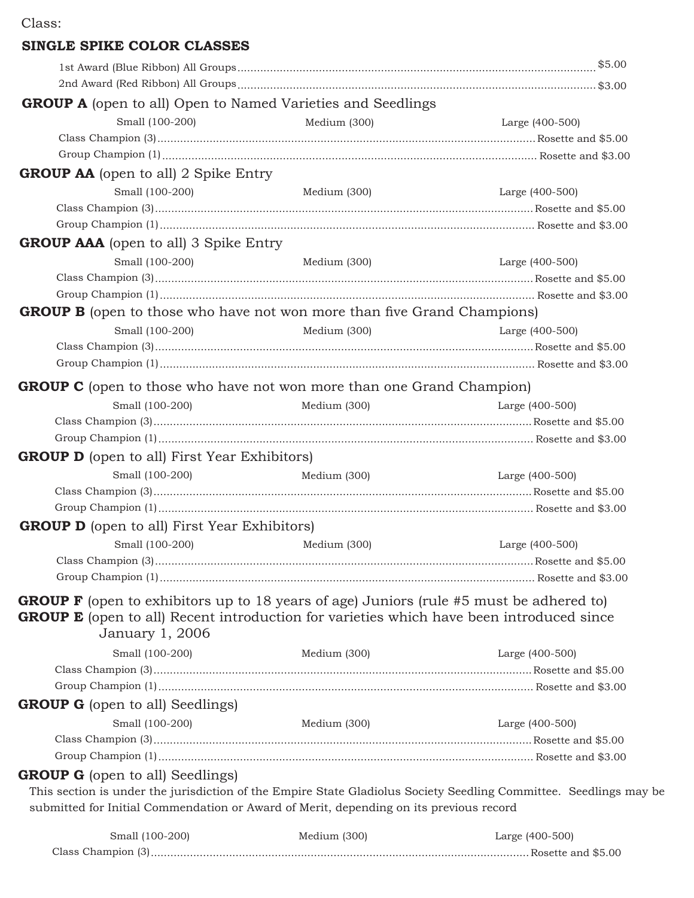Class:

## SINGLE SPIKE COLOR CLASSES

1st Award (Blue Ribbon) All Groups.......................................................$5.00
2nd Award (Red Ribbon) All Groups.......................................................$3.00

**GROUP A** (open to all) Open to Named Varieties and Seedlings

Small (100-200) | Medium (300) | Large (400-500)

Class Champion (3).......................................................Rosette and $5.00
Group Champion (1).......................................................Rosette and $3.00

**GROUP AA** (open to all) 2 Spike Entry

Small (100-200) | Medium (300) | Large (400-500)

Class Champion (3).......................................................Rosette and $5.00
Group Champion (1).......................................................Rosette and $3.00

**GROUP AAA** (open to all) 3 Spike Entry

Small (100-200) | Medium (300) | Large (400-500)

Class Champion (3).......................................................Rosette and $5.00
Group Champion (1).......................................................Rosette and $3.00

**GROUP B** (open to those who have not won more than five Grand Champions)

Small (100-200) | Medium (300) | Large (400-500)

Class Champion (3).......................................................Rosette and $5.00
Group Champion (1).......................................................Rosette and $3.00

**GROUP C** (open to those who have not won more than one Grand Champion)

Small (100-200) | Medium (300) | Large (400-500)

Class Champion (3).......................................................Rosette and $5.00
Group Champion (1).......................................................Rosette and $3.00

**GROUP D** (open to all) First Year Exhibitors)

Small (100-200) | Medium (300) | Large (400-500)

Class Champion (3).......................................................Rosette and $5.00
Group Champion (1).......................................................Rosette and $3.00

**GROUP D** (open to all) First Year Exhibitors)

Small (100-200) | Medium (300) | Large (400-500)

Class Champion (3).......................................................Rosette and $5.00
Group Champion (1).......................................................Rosette and $3.00

**GROUP F** (open to exhibitors up to 18 years of age) Juniors (rule #5 must be adhered to)
**GROUP E** (open to all) Recent introduction for varieties which have been introduced since January 1, 2006

Small (100-200) | Medium (300) | Large (400-500)

Class Champion (3).......................................................Rosette and $5.00
Group Champion (1).......................................................Rosette and $3.00

**GROUP G** (open to all) Seedlings)

Small (100-200) | Medium (300) | Large (400-500)

Class Champion (3).......................................................Rosette and $5.00
Group Champion (1).......................................................Rosette and $3.00

**GROUP G** (open to all) Seedlings)

This section is under the jurisdiction of the Empire State Gladiolus Society Seedling Committee. Seedlings may be submitted for Initial Commendation or Award of Merit, depending on its previous record

Small (100-200) | Medium (300) | Large (400-500)

Class Champion (3).......................................................Rosette and $5.00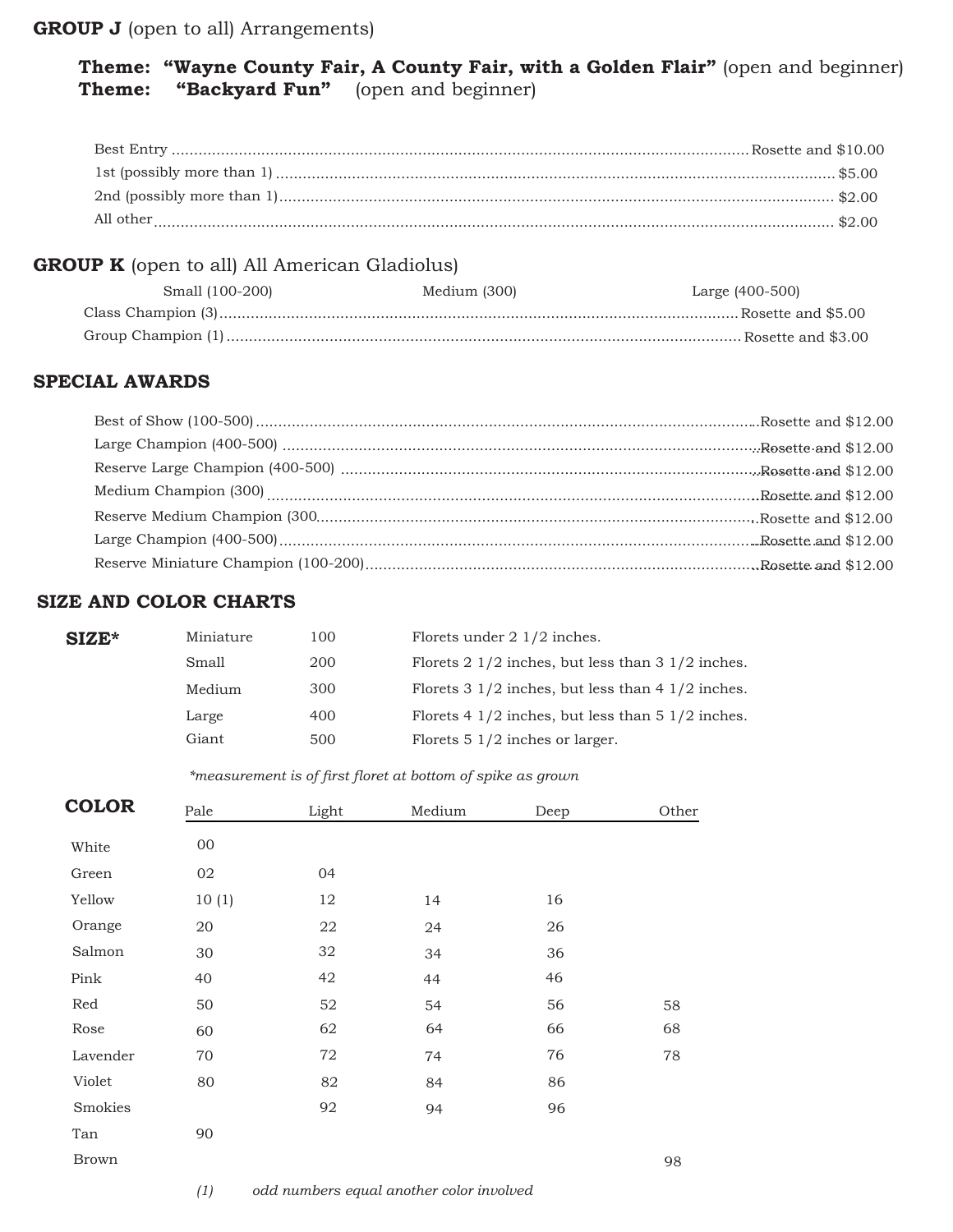**GROUP J** (open to all) Arrangements)

**Theme: "Wayne County Fair, A County Fair, with a Golden Flair"** (open and beginner)
**Theme: "Backyard Fun"** (open and beginner)

| | |
|---|---|
| Best Entry | Rosette and $10.00 |
| 1st (possibly more than 1) | $5.00 |
| 2nd (possibly more than 1) | $2.00 |
| All other | $2.00 |

**GROUP K** (open to all) All American Gladiolus)

Small (100-200) Medium (300) Large (400-500)

| | |
|---|---|
| Class Champion (3) | Rosette and $5.00 |
| Group Champion (1) | Rosette and $3.00 |

**SPECIAL AWARDS**

| | |
|---|---|
| Best of Show (100-500) | Rosette and $12.00 |
| Large Champion (400-500) | Rosette and $12.00 |
| Reserve Large Champion (400-500) | Rosette and $12.00 |
| Medium Champion (300) | Rosette and $12.00 |
| Reserve Medium Champion (300 | Rosette and $12.00 |
| Large Champion (400-500) | Rosette and $12.00 |
| Reserve Miniature Champion (100-200) | Rosette and $12.00 |

**SIZE AND COLOR CHARTS**

**SIZE***

| | | |
|---|---|---|
| Miniature | 100 | Florets under 2 1/2 inches. |
| Small | 200 | Florets 2 1/2 inches, but less than 3 1/2 inches. |
| Medium | 300 | Florets 3 1/2 inches, but less than 4 1/2 inches. |
| Large | 400 | Florets 4 1/2 inches, but less than 5 1/2 inches. |
| Giant | 500 | Florets 5 1/2 inches or larger. |

**measurement is of first floret at bottom of spike as grown*

**COLOR**

| | Pale | Light | Medium | Deep | Other |
|---|---|---|---|---|---|
| White | 00 | | | | |
| Green | 02 | 04 | | | |
| Yellow | 10 (1) | 12 | 14 | 16 | |
| Orange | 20 | 22 | 24 | 26 | |
| Salmon | 30 | 32 | 34 | 36 | |
| Pink | 40 | 42 | 44 | 46 | |
| Red | 50 | 52 | 54 | 56 | 58 |
| Rose | 60 | 62 | 64 | 66 | 68 |
| Lavender | 70 | 72 | 74 | 76 | 78 |
| Violet | 80 | 82 | 84 | 86 | |
| Smokies | | 92 | 94 | 96 | |
| Tan | 90 | | | | |
| Brown | | | | | 98 |

*(1) odd numbers equal another color involved*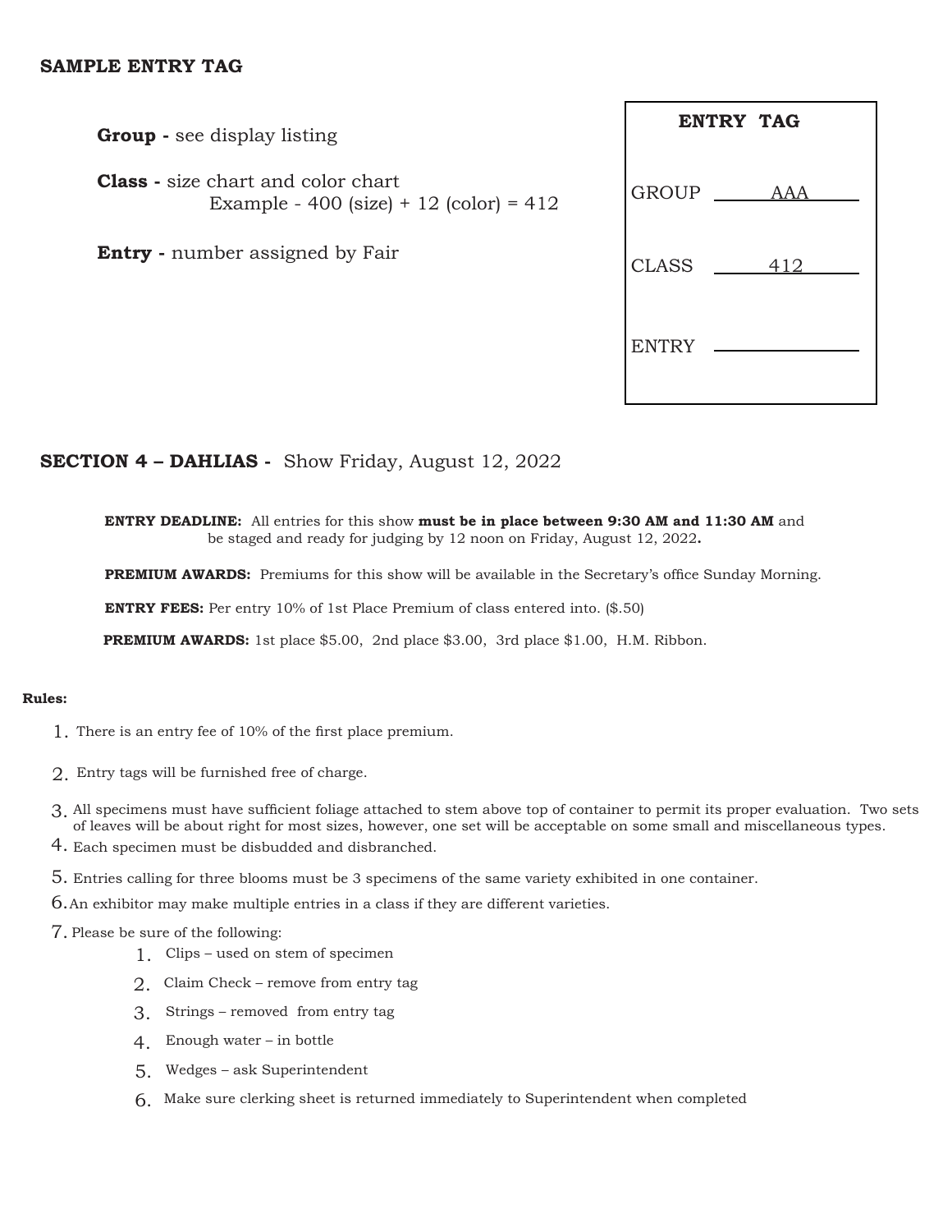## SAMPLE ENTRY TAG

**Group -** see display listing

**Class -** size chart and color chart
Example - 400 (size) + 12 (color) = 412

**Entry -** number assigned by Fair

| ENTRY TAG | |
|---|---|
| GROUP | AAA |
| CLASS | 412 |
| ENTRY | |

## SECTION 4 – DAHLIAS - Show Friday, August 12, 2022

**ENTRY DEADLINE:** All entries for this show **must be in place between 9:30 AM and 11:30 AM** and be staged and ready for judging by 12 noon on Friday, August 12, 2022**.**

**PREMIUM AWARDS:** Premiums for this show will be available in the Secretary's office Sunday Morning.

**ENTRY FEES:** Per entry 10% of 1st Place Premium of class entered into. ($.50)

**PREMIUM AWARDS:** 1st place $5.00, 2nd place $3.00, 3rd place $1.00, H.M. Ribbon.

**Rules:**

1. There is an entry fee of 10% of the first place premium.
2. Entry tags will be furnished free of charge.
3. All specimens must have sufficient foliage attached to stem above top of container to permit its proper evaluation. Two sets of leaves will be about right for most sizes, however, one set will be acceptable on some small and miscellaneous types.
4. Each specimen must be disbudded and disbranched.
5. Entries calling for three blooms must be 3 specimens of the same variety exhibited in one container.
6. An exhibitor may make multiple entries in a class if they are different varieties.
7. Please be sure of the following:
    1. Clips – used on stem of specimen
    2. Claim Check – remove from entry tag
    3. Strings – removed from entry tag
    4. Enough water – in bottle
    5. Wedges – ask Superintendent
    6. Make sure clerking sheet is returned immediately to Superintendent when completed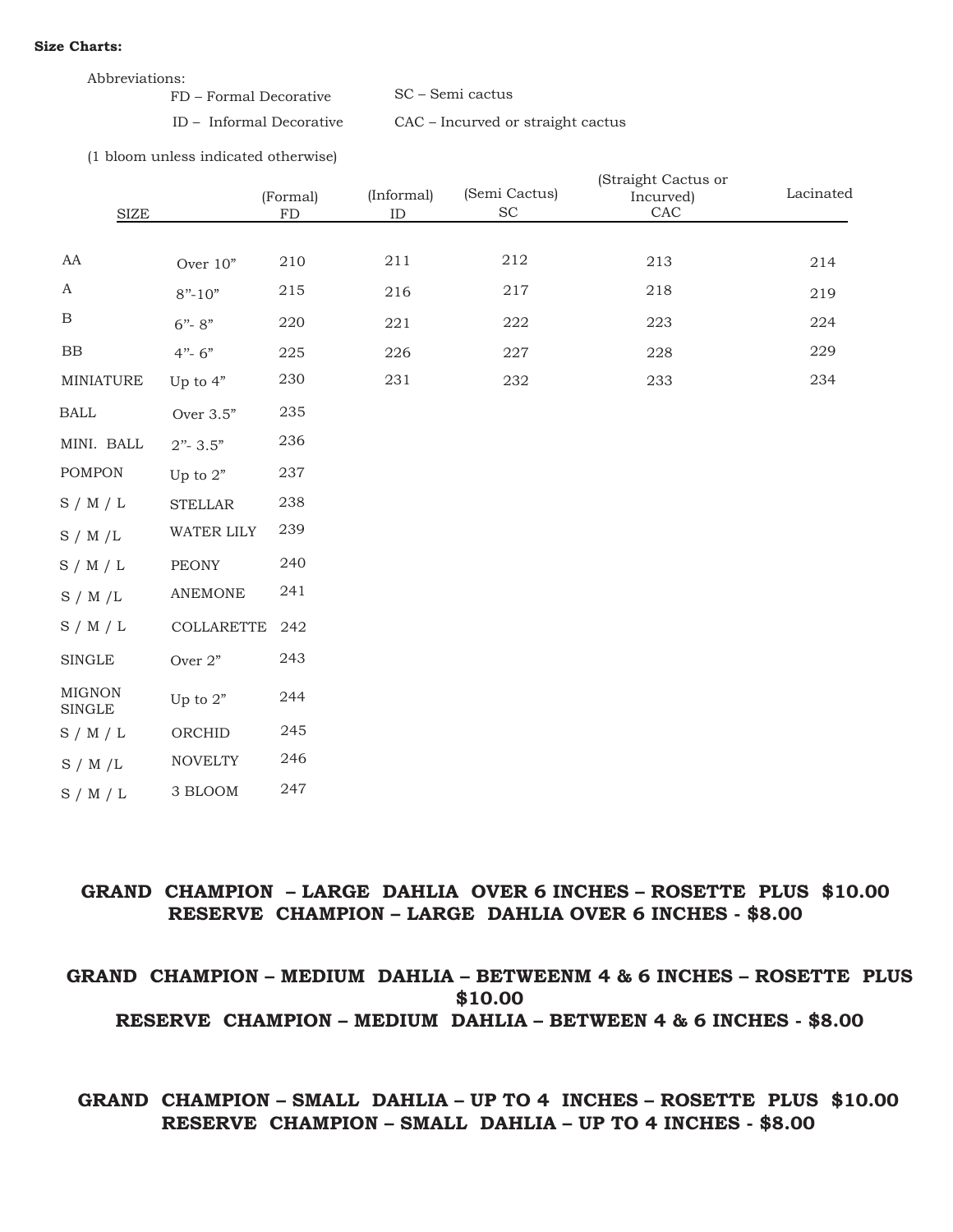**Size Charts:**

Abbreviations:

FD – Formal Decorative SC – Semi cactus

ID – Informal Decorative CAC – Incurved or straight cactus

(1 bloom unless indicated otherwise)

| SIZE | | (Formal) FD | (Informal) ID | (Semi Cactus) SC | (Straight Cactus or Incurved) CAC | Lacinated |
|---|---|---|---|---|---|---|
| AA | Over 10" | 210 | 211 | 212 | 213 | 214 |
| A | 8"-10" | 215 | 216 | 217 | 218 | 219 |
| B | 6"- 8" | 220 | 221 | 222 | 223 | 224 |
| BB | 4"- 6" | 225 | 226 | 227 | 228 | 229 |
| MINIATURE | Up to 4" | 230 | 231 | 232 | 233 | 234 |
| BALL | Over 3.5" | 235 | | | | |
| MINI. BALL | 2"- 3.5" | 236 | | | | |
| POMPON | Up to 2" | 237 | | | | |
| S / M / L | STELLAR | 238 | | | | |
| S / M /L | WATER LILY | 239 | | | | |
| S / M / L | PEONY | 240 | | | | |
| S / M /L | ANEMONE | 241 | | | | |
| S / M / L | COLLARETTE | 242 | | | | |
| SINGLE | Over 2" | 243 | | | | |
| MIGNON SINGLE | Up to 2" | 244 | | | | |
| S / M / L | ORCHID | 245 | | | | |
| S / M /L | NOVELTY | 246 | | | | |
| S / M / L | 3 BLOOM | 247 | | | | |

**GRAND CHAMPION – LARGE DAHLIA OVER 6 INCHES – ROSETTE PLUS $10.00**
**RESERVE CHAMPION – LARGE DAHLIA OVER 6 INCHES - $8.00**

**GRAND CHAMPION – MEDIUM DAHLIA – BETWEENM 4 & 6 INCHES – ROSETTE PLUS $10.00**
**RESERVE CHAMPION – MEDIUM DAHLIA – BETWEEN 4 & 6 INCHES - $8.00**

**GRAND CHAMPION – SMALL DAHLIA – UP TO 4 INCHES – ROSETTE PLUS $10.00**
**RESERVE CHAMPION – SMALL DAHLIA – UP TO 4 INCHES - $8.00**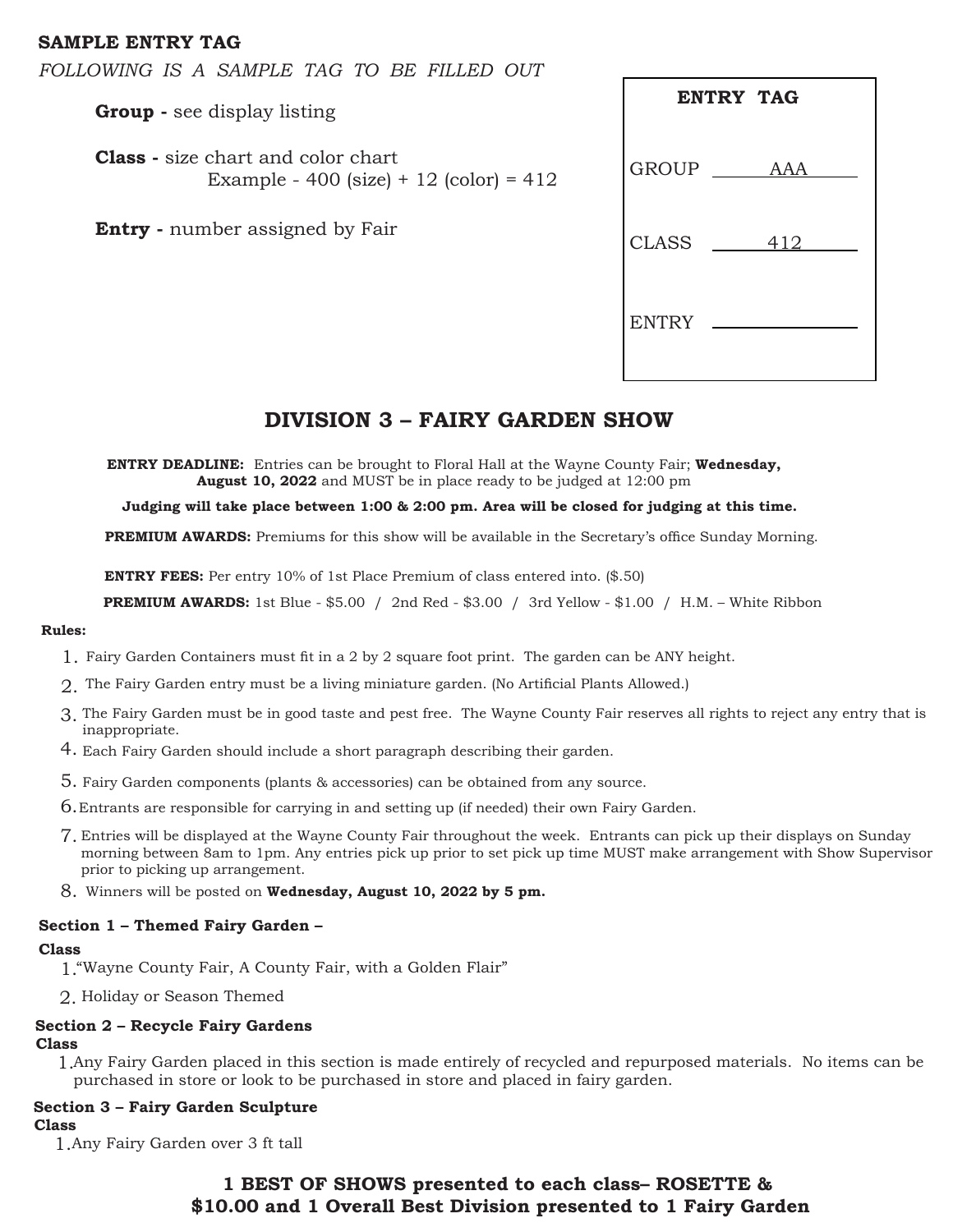**SAMPLE ENTRY TAG**

*FOLLOWING IS A SAMPLE TAG TO BE FILLED OUT*

**Group -** see display listing

**Class -** size chart and color chart
Example - 400 (size) + 12 (color) = 412

**Entry -** number assigned by Fair

| ENTRY TAG | |
| --- | --- |
| GROUP | AAA |
| CLASS | 412 |
| ENTRY | |

# DIVISION 3 – FAIRY GARDEN SHOW

**ENTRY DEADLINE:** Entries can be brought to Floral Hall at the Wayne County Fair; **Wednesday, August 10, 2022** and MUST be in place ready to be judged at 12:00 pm

**Judging will take place between 1:00 & 2:00 pm. Area will be closed for judging at this time.**

**PREMIUM AWARDS:** Premiums for this show will be available in the Secretary's office Sunday Morning.

**ENTRY FEES:** Per entry 10% of 1st Place Premium of class entered into. ($.50)

**PREMIUM AWARDS:** 1st Blue - $5.00 / 2nd Red - $3.00 / 3rd Yellow - $1.00 / H.M. – White Ribbon

**Rules:**

1. Fairy Garden Containers must fit in a 2 by 2 square foot print. The garden can be ANY height.
2. The Fairy Garden entry must be a living miniature garden. (No Artificial Plants Allowed.)
3. The Fairy Garden must be in good taste and pest free. The Wayne County Fair reserves all rights to reject any entry that is inappropriate.
4. Each Fairy Garden should include a short paragraph describing their garden.
5. Fairy Garden components (plants & accessories) can be obtained from any source.
6. Entrants are responsible for carrying in and setting up (if needed) their own Fairy Garden.
7. Entries will be displayed at the Wayne County Fair throughout the week. Entrants can pick up their displays on Sunday morning between 8am to 1pm. Any entries pick up prior to set pick up time MUST make arrangement with Show Supervisor prior to picking up arrangement.
8. Winners will be posted on **Wednesday, August 10, 2022 by 5 pm.**

**Section 1 – Themed Fairy Garden –**

**Class**

1. "Wayne County Fair, A County Fair, with a Golden Flair"
2. Holiday or Season Themed

**Section 2 – Recycle Fairy Gardens**

**Class**

1. Any Fairy Garden placed in this section is made entirely of recycled and repurposed materials. No items can be purchased in store or look to be purchased in store and placed in fairy garden.

**Section 3 – Fairy Garden Sculpture**

**Class**

1. Any Fairy Garden over 3 ft tall

**1 BEST OF SHOWS presented to each class– ROSETTE & $10.00 and 1 Overall Best Division presented to 1 Fairy Garden**